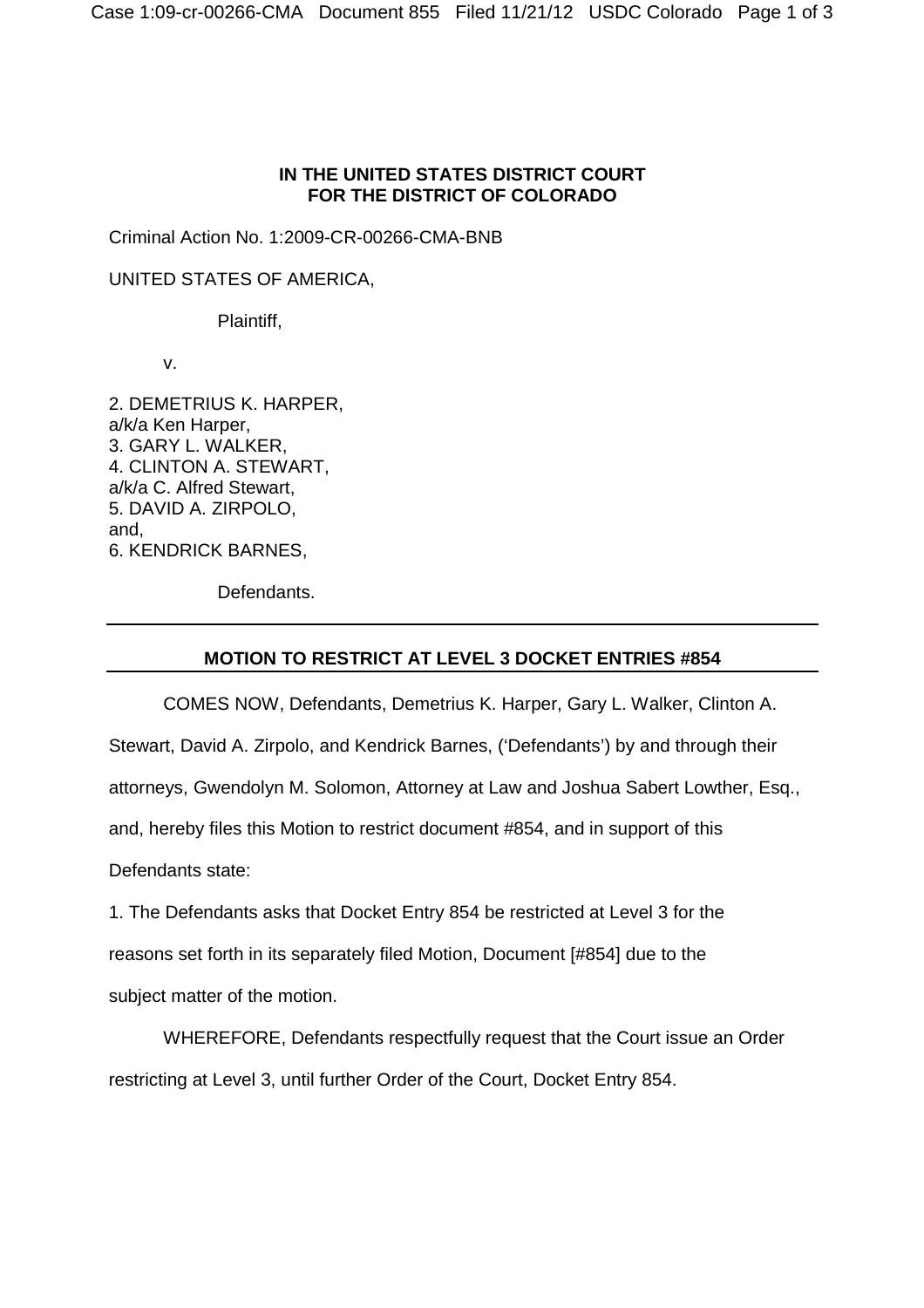**IN THE UNITED STATES DISTRICT COURT**
**FOR THE DISTRICT OF COLORADO**

Criminal Action No. 1:2009-CR-00266-CMA-BNB

UNITED STATES OF AMERICA,

Plaintiff,

v.

2. DEMETRIUS K. HARPER,
a/k/a Ken Harper,
3. GARY L. WALKER,
4. CLINTON A. STEWART,
a/k/c C. Alfred Stewart,
5. DAVID A. ZIRPOLO,
and,
6. KENDRICK BARNES,

Defendants.

---

**MOTION TO RESTRICT AT LEVEL 3 DOCKET ENTRIES #854**

---

COMES NOW, Defendants, Demetrius K. Harper, Gary L. Walker, Clinton A. Stewart, David A. Zirpolo, and Kendrick Barnes, ('Defendants') by and through their attorneys, Gwendolyn M. Solomon, Attorney at Law and Joshua Sabert Lowther, Esq., and, hereby files this Motion to restrict document #854, and in support of this Defendants state:

1. The Defendants asks that Docket Entry 854 be restricted at Level 3 for the reasons set forth in its separately filed Motion, Document [#854] due to the subject matter of the motion.

WHEREFORE, Defendants respectfully request that the Court issue an Order restricting at Level 3, until further Order of the Court, Docket Entry 854.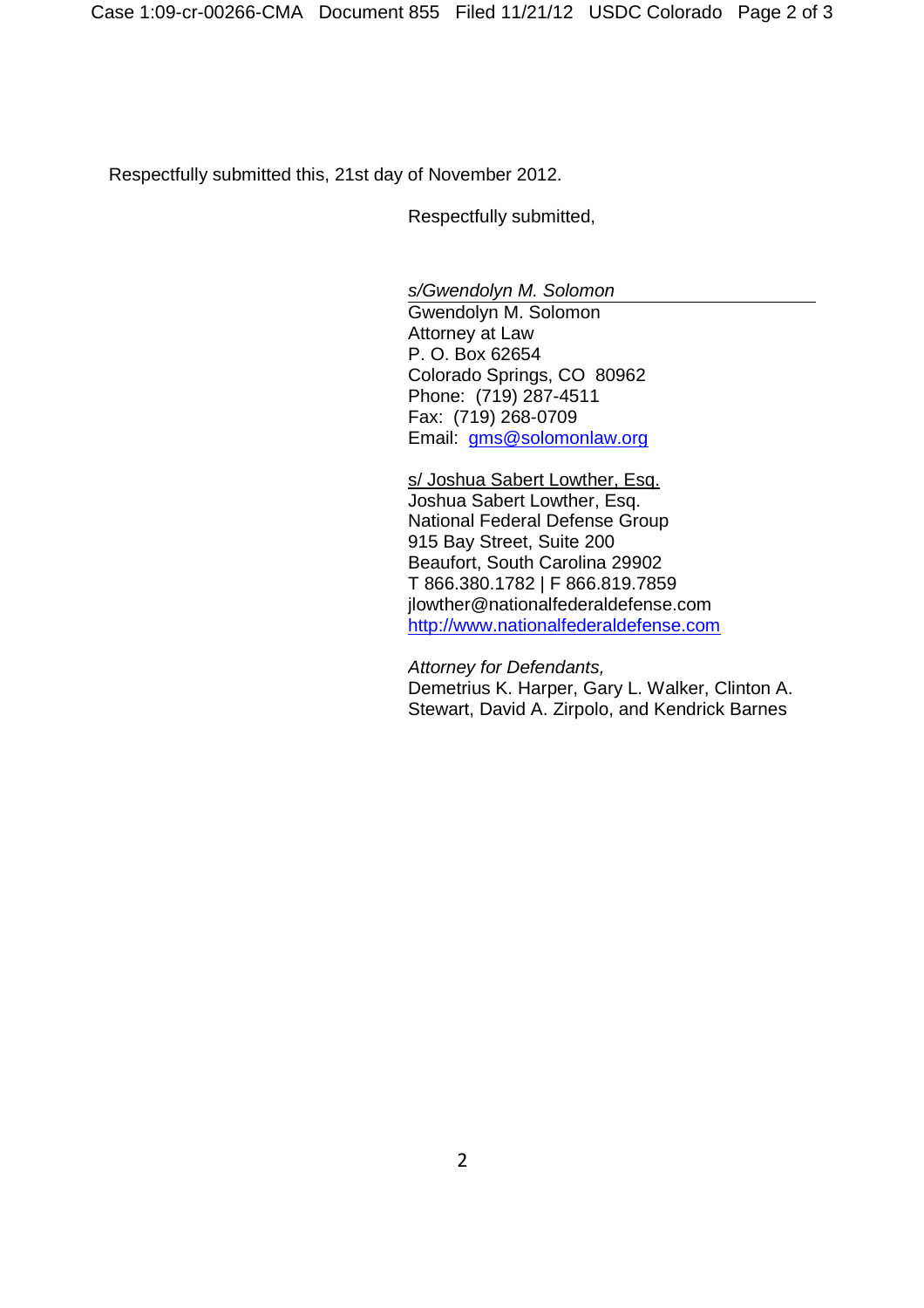Respectfully submitted this, 21st day of November 2012.

Respectfully submitted,

*s/Gwendolyn M. Solomon*
Gwendolyn M. Solomon
Attorney at Law
P. O. Box 62654
Colorado Springs, CO 80962
Phone: (719) 287-4511
Fax: (719) 268-0709
Email: gms@solomonlaw.org

s/ Joshua Sabert Lowther, Esq.
Joshua Sabert Lowther, Esq.
National Federal Defense Group
915 Bay Street, Suite 200
Beaufort, South Carolina 29902
T 866.380.1782 | F 866.819.7859
jlowther@nationalfederaldefense.com
http://www.nationalfederaldefense.com

*Attorney for Defendants,*
Demetrius K. Harper, Gary L. Walker, Clinton A. Stewart, David A. Zirpolo, and Kendrick Barnes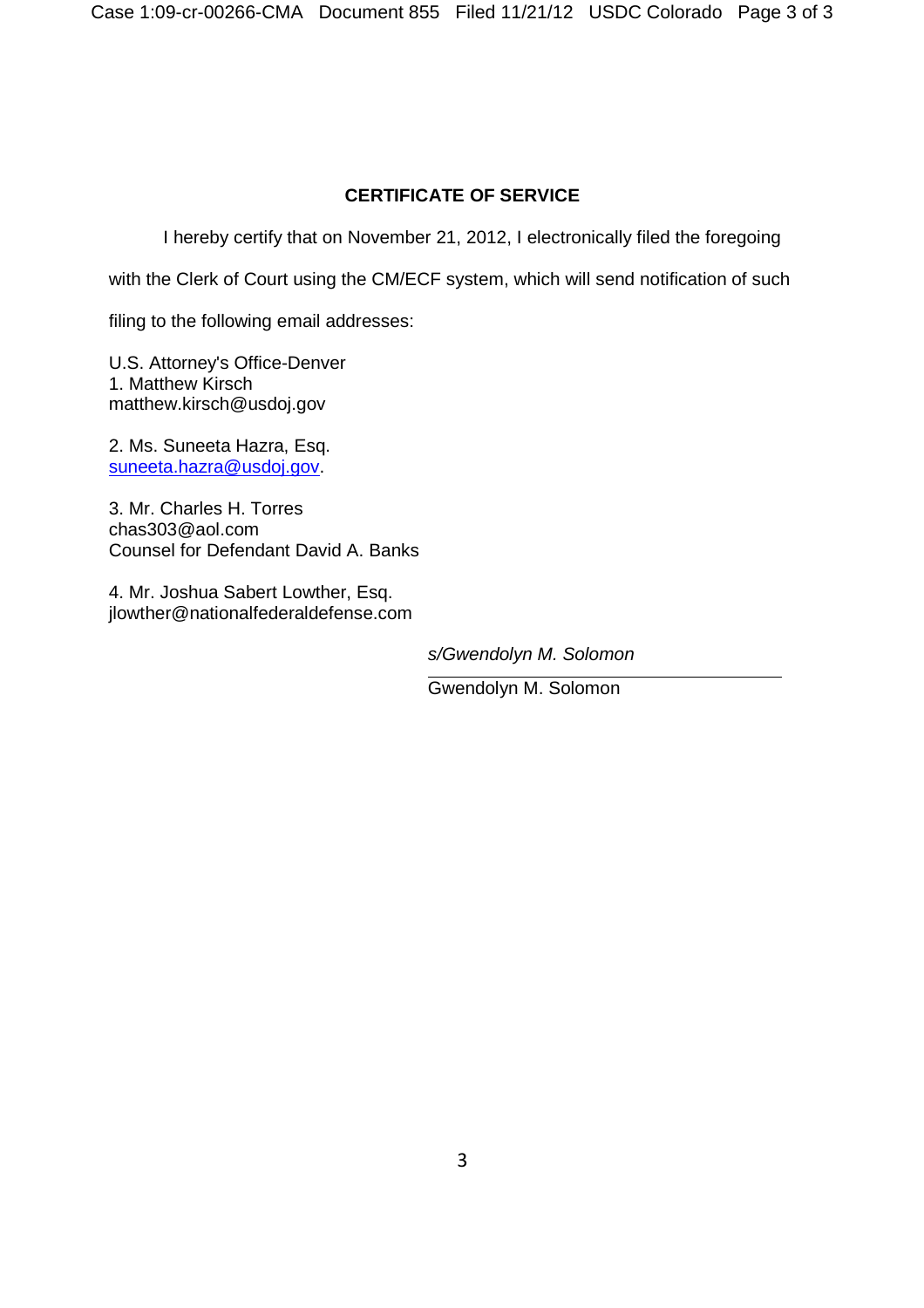## CERTIFICATE OF SERVICE

I hereby certify that on November 21, 2012, I electronically filed the foregoing with the Clerk of Court using the CM/ECF system, which will send notification of such filing to the following email addresses:

U.S. Attorney's Office-Denver
1. Matthew Kirsch
matthew.kirsch@usdoj.gov

2. Ms. Suneeta Hazra, Esq.
suneeta.hazra@usdoj.gov.

3. Mr. Charles H. Torres
chas303@aol.com
Counsel for Defendant David A. Banks

4. Mr. Joshua Sabert Lowther, Esq.
jlowther@nationalfederaldefense.com

*s/Gwendolyn M. Solomon*

Gwendolyn M. Solomon